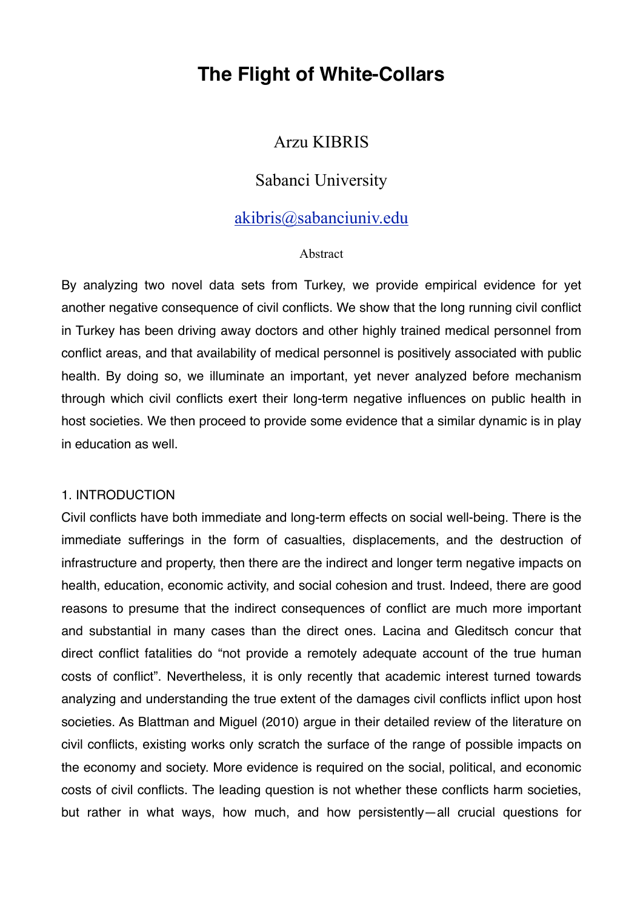# The Flight of White-Collars

Arzu KIBRIS

Sabanci University

akibris@sabanciuniv.edu

Abstract

By analyzing two novel data sets from Turkey, we provide empirical evidence for yet another negative consequence of civil conflicts. We show that the long running civil conflict in Turkey has been driving away doctors and other highly trained medical personnel from conflict areas, and that availability of medical personnel is positively associated with public health. By doing so, we illuminate an important, yet never analyzed before mechanism through which civil conflicts exert their long-term negative influences on public health in host societies. We then proceed to provide some evidence that a similar dynamic is in play in education as well.

## 1. INTRODUCTION

Civil conflicts have both immediate and long-term effects on social well-being. There is the immediate sufferings in the form of casualties, displacements, and the destruction of infrastructure and property, then there are the indirect and longer term negative impacts on health, education, economic activity, and social cohesion and trust. Indeed, there are good reasons to presume that the indirect consequences of conflict are much more important and substantial in many cases than the direct ones. Lacina and Gleditsch concur that direct conflict fatalities do "not provide a remotely adequate account of the true human costs of conflict". Nevertheless, it is only recently that academic interest turned towards analyzing and understanding the true extent of the damages civil conflicts inflict upon host societies. As Blattman and Miguel (2010) argue in their detailed review of the literature on civil conflicts, existing works only scratch the surface of the range of possible impacts on the economy and society. More evidence is required on the social, political, and economic costs of civil conflicts. The leading question is not whether these conflicts harm societies, but rather in what ways, how much, and how persistently—all crucial questions for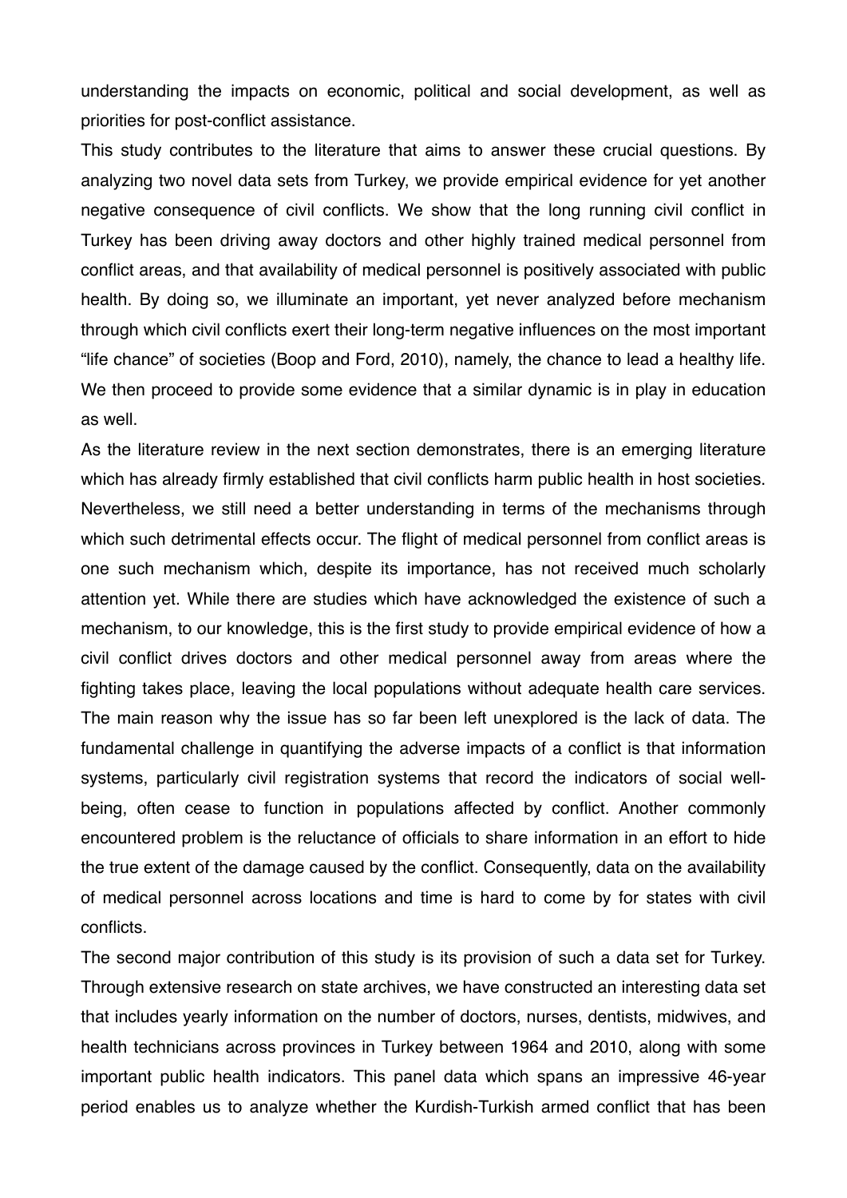understanding the impacts on economic, political and social development, as well as priorities for post-conflict assistance.

This study contributes to the literature that aims to answer these crucial questions. By analyzing two novel data sets from Turkey, we provide empirical evidence for yet another negative consequence of civil conflicts. We show that the long running civil conflict in Turkey has been driving away doctors and other highly trained medical personnel from conflict areas, and that availability of medical personnel is positively associated with public health. By doing so, we illuminate an important, yet never analyzed before mechanism through which civil conflicts exert their long-term negative influences on the most important "life chance" of societies (Boop and Ford, 2010), namely, the chance to lead a healthy life. We then proceed to provide some evidence that a similar dynamic is in play in education as well.

As the literature review in the next section demonstrates, there is an emerging literature which has already firmly established that civil conflicts harm public health in host societies. Nevertheless, we still need a better understanding in terms of the mechanisms through which such detrimental effects occur. The flight of medical personnel from conflict areas is one such mechanism which, despite its importance, has not received much scholarly attention yet. While there are studies which have acknowledged the existence of such a mechanism, to our knowledge, this is the first study to provide empirical evidence of how a civil conflict drives doctors and other medical personnel away from areas where the fighting takes place, leaving the local populations without adequate health care services. The main reason why the issue has so far been left unexplored is the lack of data. The fundamental challenge in quantifying the adverse impacts of a conflict is that information systems, particularly civil registration systems that record the indicators of social well-being, often cease to function in populations affected by conflict. Another commonly encountered problem is the reluctance of officials to share information in an effort to hide the true extent of the damage caused by the conflict. Consequently, data on the availability of medical personnel across locations and time is hard to come by for states with civil conflicts.

The second major contribution of this study is its provision of such a data set for Turkey. Through extensive research on state archives, we have constructed an interesting data set that includes yearly information on the number of doctors, nurses, dentists, midwives, and health technicians across provinces in Turkey between 1964 and 2010, along with some important public health indicators. This panel data which spans an impressive 46-year period enables us to analyze whether the Kurdish-Turkish armed conflict that has been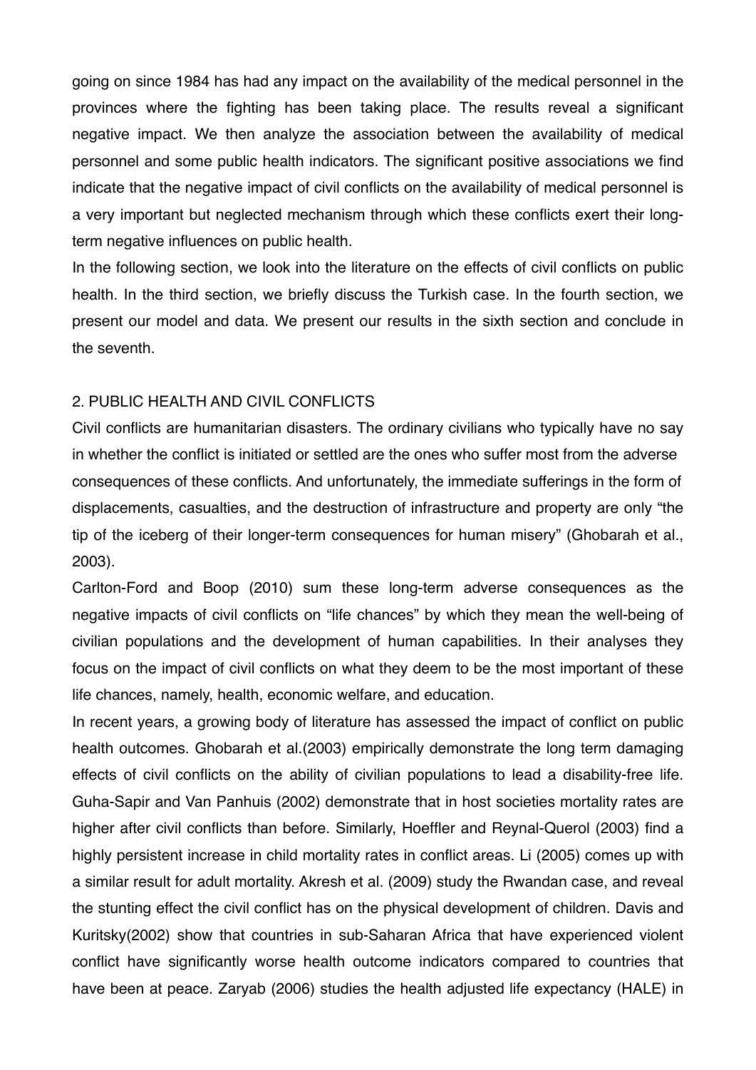going on since 1984 has had any impact on the availability of the medical personnel in the provinces where the fighting has been taking place. The results reveal a significant negative impact. We then analyze the association between the availability of medical personnel and some public health indicators. The significant positive associations we find indicate that the negative impact of civil conflicts on the availability of medical personnel is a very important but neglected mechanism through which these conflicts exert their long-term negative influences on public health.

In the following section, we look into the literature on the effects of civil conflicts on public health. In the third section, we briefly discuss the Turkish case. In the fourth section, we present our model and data. We present our results in the sixth section and conclude in the seventh.

## 2. PUBLIC HEALTH AND CIVIL CONFLICTS

Civil conflicts are humanitarian disasters. The ordinary civilians who typically have no say in whether the conflict is initiated or settled are the ones who suffer most from the adverse consequences of these conflicts. And unfortunately, the immediate sufferings in the form of displacements, casualties, and the destruction of infrastructure and property are only "the tip of the iceberg of their longer-term consequences for human misery" (Ghobarah et al., 2003).

Carlton-Ford and Boop (2010) sum these long-term adverse consequences as the negative impacts of civil conflicts on "life chances" by which they mean the well-being of civilian populations and the development of human capabilities. In their analyses they focus on the impact of civil conflicts on what they deem to be the most important of these life chances, namely, health, economic welfare, and education.

In recent years, a growing body of literature has assessed the impact of conflict on public health outcomes. Ghobarah et al.(2003) empirically demonstrate the long term damaging effects of civil conflicts on the ability of civilian populations to lead a disability-free life. Guha-Sapir and Van Panhuis (2002) demonstrate that in host societies mortality rates are higher after civil conflicts than before. Similarly, Hoeffler and Reynal-Querol (2003) find a highly persistent increase in child mortality rates in conflict areas. Li (2005) comes up with a similar result for adult mortality. Akresh et al. (2009) study the Rwandan case, and reveal the stunting effect the civil conflict has on the physical development of children. Davis and Kuritsky(2002) show that countries in sub-Saharan Africa that have experienced violent conflict have significantly worse health outcome indicators compared to countries that have been at peace. Zaryab (2006) studies the health adjusted life expectancy (HALE) in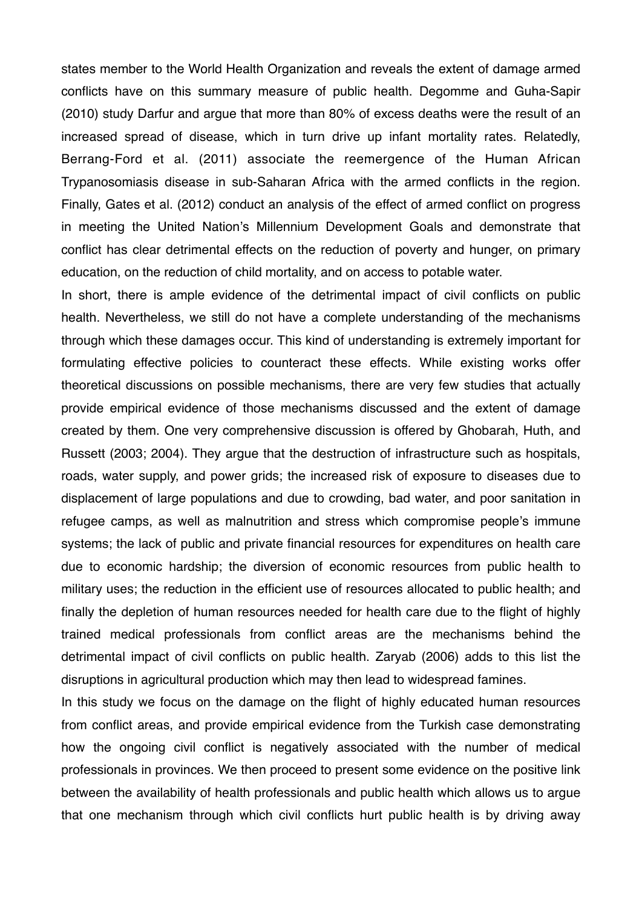states member to the World Health Organization and reveals the extent of damage armed conflicts have on this summary measure of public health. Degomme and Guha-Sapir (2010) study Darfur and argue that more than 80% of excess deaths were the result of an increased spread of disease, which in turn drive up infant mortality rates. Relatedly, Berrang-Ford et al. (2011) associate the reemergence of the Human African Trypanosomiasis disease in sub-Saharan Africa with the armed conflicts in the region. Finally, Gates et al. (2012) conduct an analysis of the effect of armed conflict on progress in meeting the United Nation's Millennium Development Goals and demonstrate that conflict has clear detrimental effects on the reduction of poverty and hunger, on primary education, on the reduction of child mortality, and on access to potable water.

In short, there is ample evidence of the detrimental impact of civil conflicts on public health. Nevertheless, we still do not have a complete understanding of the mechanisms through which these damages occur. This kind of understanding is extremely important for formulating effective policies to counteract these effects. While existing works offer theoretical discussions on possible mechanisms, there are very few studies that actually provide empirical evidence of those mechanisms discussed and the extent of damage created by them. One very comprehensive discussion is offered by Ghobarah, Huth, and Russett (2003; 2004). They argue that the destruction of infrastructure such as hospitals, roads, water supply, and power grids; the increased risk of exposure to diseases due to displacement of large populations and due to crowding, bad water, and poor sanitation in refugee camps, as well as malnutrition and stress which compromise people's immune systems; the lack of public and private financial resources for expenditures on health care due to economic hardship; the diversion of economic resources from public health to military uses; the reduction in the efficient use of resources allocated to public health; and finally the depletion of human resources needed for health care due to the flight of highly trained medical professionals from conflict areas are the mechanisms behind the detrimental impact of civil conflicts on public health. Zaryab (2006) adds to this list the disruptions in agricultural production which may then lead to widespread famines.

In this study we focus on the damage on the flight of highly educated human resources from conflict areas, and provide empirical evidence from the Turkish case demonstrating how the ongoing civil conflict is negatively associated with the number of medical professionals in provinces. We then proceed to present some evidence on the positive link between the availability of health professionals and public health which allows us to argue that one mechanism through which civil conflicts hurt public health is by driving away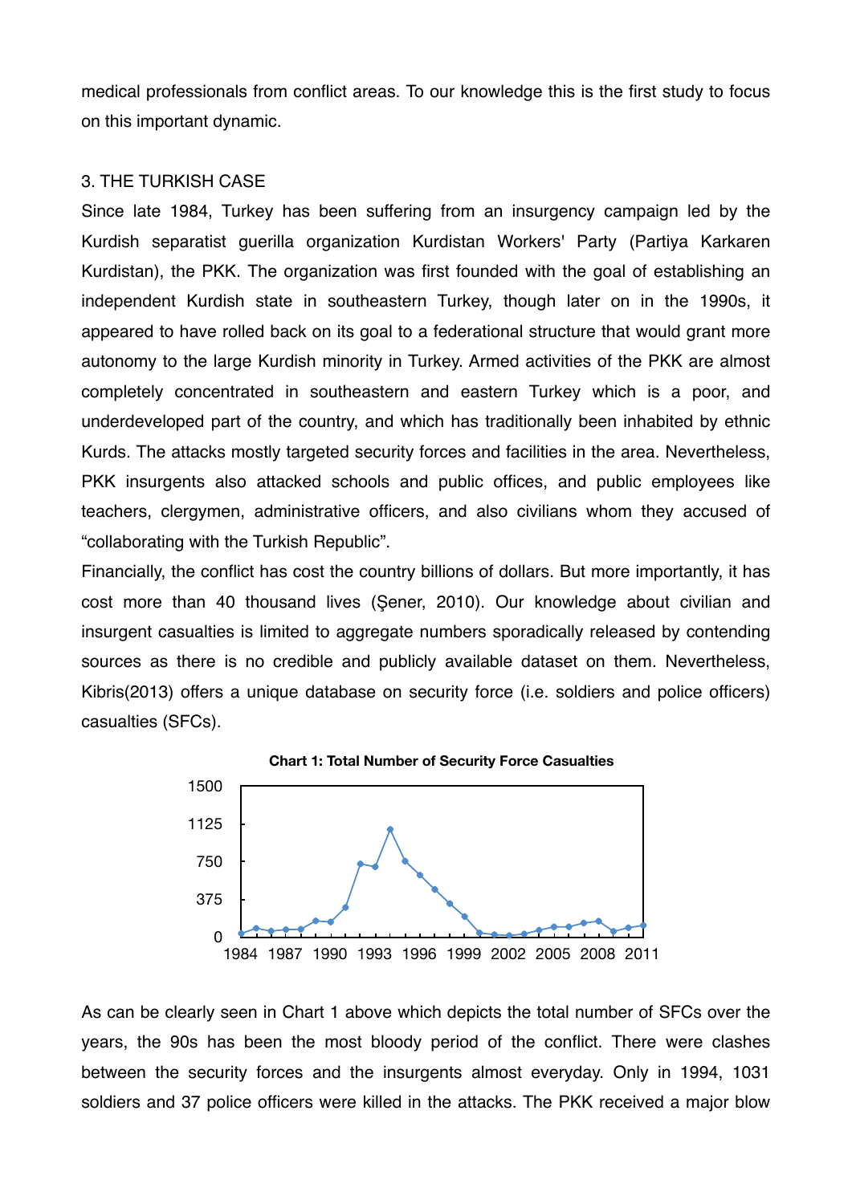medical professionals from conflict areas. To our knowledge this is the first study to focus on this important dynamic.

## 3. THE TURKISH CASE

Since late 1984, Turkey has been suffering from an insurgency campaign led by the Kurdish separatist guerilla organization Kurdistan Workers' Party (Partiya Karkaren Kurdistan), the PKK. The organization was first founded with the goal of establishing an independent Kurdish state in southeastern Turkey, though later on in the 1990s, it appeared to have rolled back on its goal to a federational structure that would grant more autonomy to the large Kurdish minority in Turkey. Armed activities of the PKK are almost completely concentrated in southeastern and eastern Turkey which is a poor, and underdeveloped part of the country, and which has traditionally been inhabited by ethnic Kurds. The attacks mostly targeted security forces and facilities in the area. Nevertheless, PKK insurgents also attacked schools and public offices, and public employees like teachers, clergymen, administrative officers, and also civilians whom they accused of “collaborating with the Turkish Republic”.

Financially, the conflict has cost the country billions of dollars. But more importantly, it has cost more than 40 thousand lives (Şener, 2010). Our knowledge about civilian and insurgent casualties is limited to aggregate numbers sporadically released by contending sources as there is no credible and publicly available dataset on them. Nevertheless, Kibris(2013) offers a unique database on security force (i.e. soldiers and police officers) casualties (SFCs).

**Chart 1: Total Number of Security Force Casualties**

As can be clearly seen in Chart 1 above which depicts the total number of SFCs over the years, the 90s has been the most bloody period of the conflict. There were clashes between the security forces and the insurgents almost everyday. Only in 1994, 1031 soldiers and 37 police officers were killed in the attacks. The PKK received a major blow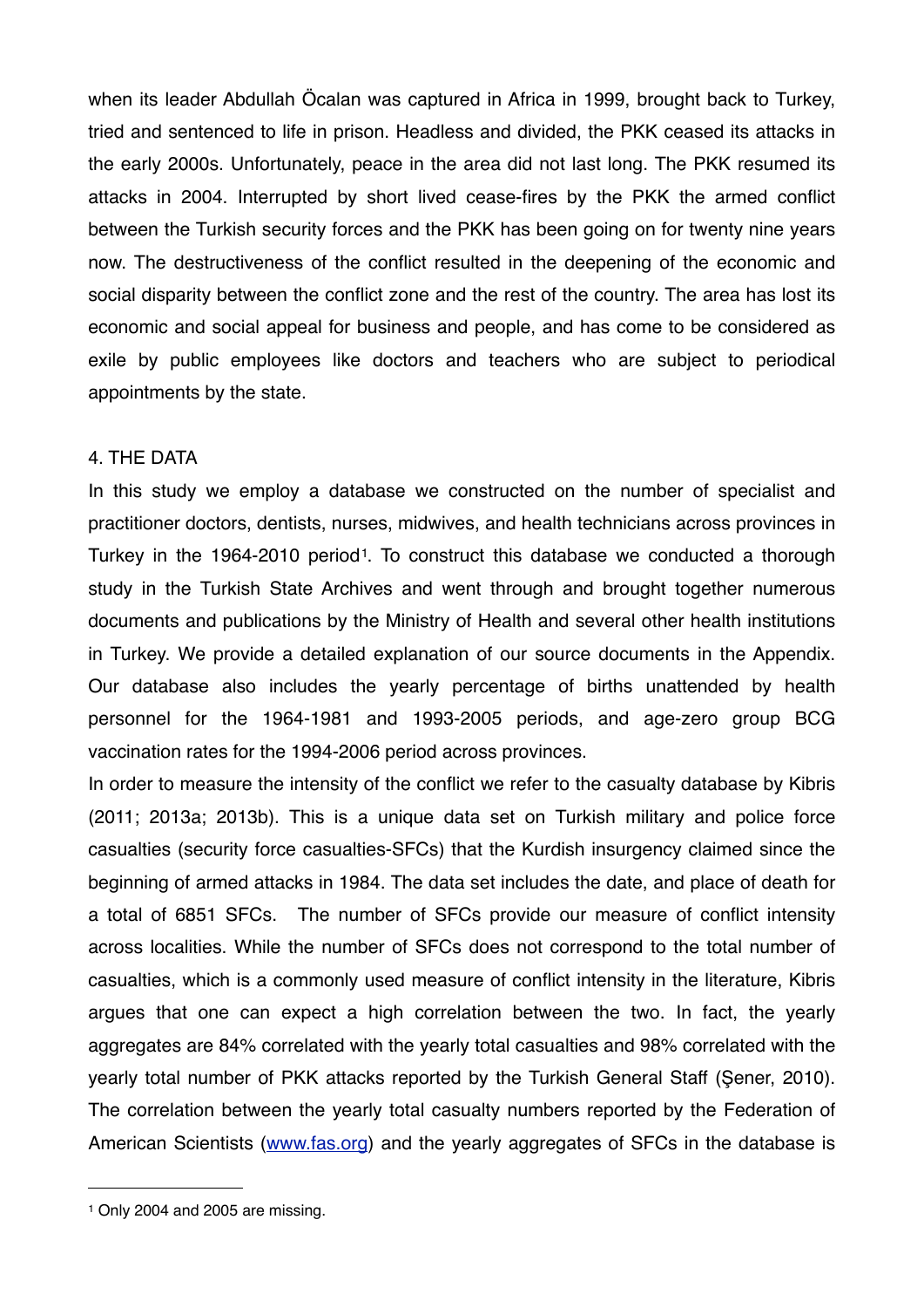when its leader Abdullah Öcalan was captured in Africa in 1999, brought back to Turkey, tried and sentenced to life in prison. Headless and divided, the PKK ceased its attacks in the early 2000s. Unfortunately, peace in the area did not last long. The PKK resumed its attacks in 2004. Interrupted by short lived cease-fires by the PKK the armed conflict between the Turkish security forces and the PKK has been going on for twenty nine years now. The destructiveness of the conflict resulted in the deepening of the economic and social disparity between the conflict zone and the rest of the country. The area has lost its economic and social appeal for business and people, and has come to be considered as exile by public employees like doctors and teachers who are subject to periodical appointments by the state.

## 4. THE DATA

In this study we employ a database we constructed on the number of specialist and practitioner doctors, dentists, nurses, midwives, and health technicians across provinces in Turkey in the 1964-2010 period[1]. To construct this database we conducted a thorough study in the Turkish State Archives and went through and brought together numerous documents and publications by the Ministry of Health and several other health institutions in Turkey. We provide a detailed explanation of our source documents in the Appendix. Our database also includes the yearly percentage of births unattended by health personnel for the 1964-1981 and 1993-2005 periods, and age-zero group BCG vaccination rates for the 1994-2006 period across provinces.

In order to measure the intensity of the conflict we refer to the casualty database by Kibris (2011; 2013a; 2013b). This is a unique data set on Turkish military and police force casualties (security force casualties-SFCs) that the Kurdish insurgency claimed since the beginning of armed attacks in 1984. The data set includes the date, and place of death for a total of 6851 SFCs. The number of SFCs provide our measure of conflict intensity across localities. While the number of SFCs does not correspond to the total number of casualties, which is a commonly used measure of conflict intensity in the literature, Kibris argues that one can expect a high correlation between the two. In fact, the yearly aggregates are 84% correlated with the yearly total casualties and 98% correlated with the yearly total number of PKK attacks reported by the Turkish General Staff (Şener, 2010). The correlation between the yearly total casualty numbers reported by the Federation of American Scientists (www.fas.org) and the yearly aggregates of SFCs in the database is

---

[1] Only 2004 and 2005 are missing.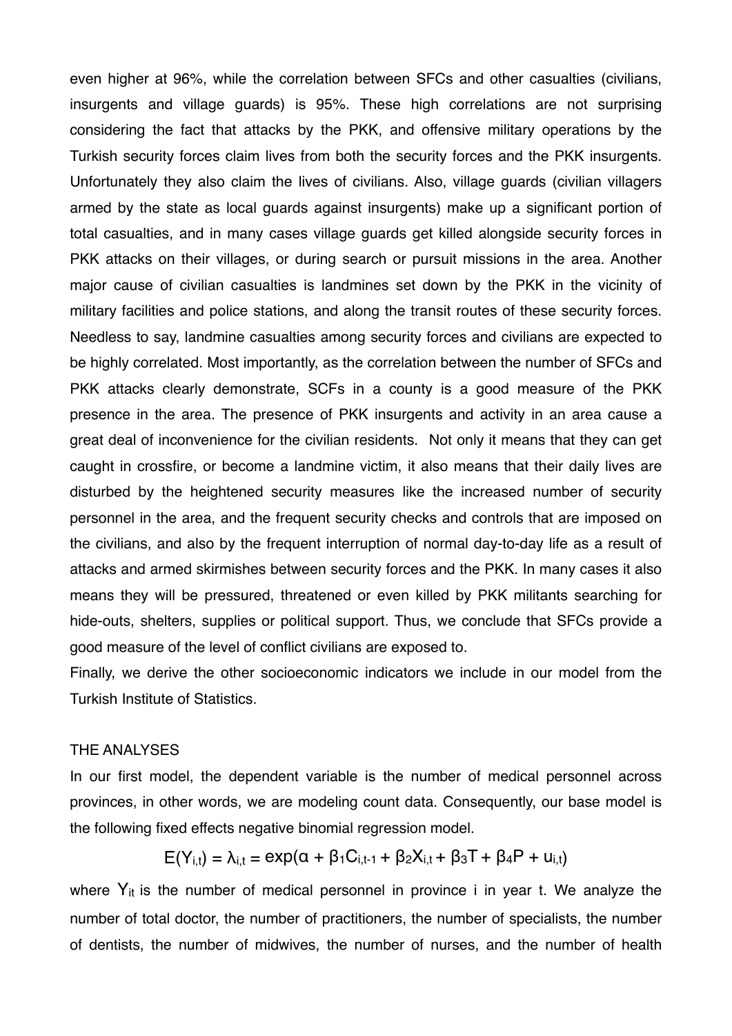even higher at 96%, while the correlation between SFCs and other casualties (civilians, insurgents and village guards) is 95%. These high correlations are not surprising considering the fact that attacks by the PKK, and offensive military operations by the Turkish security forces claim lives from both the security forces and the PKK insurgents. Unfortunately they also claim the lives of civilians. Also, village guards (civilian villagers armed by the state as local guards against insurgents) make up a significant portion of total casualties, and in many cases village guards get killed alongside security forces in PKK attacks on their villages, or during search or pursuit missions in the area. Another major cause of civilian casualties is landmines set down by the PKK in the vicinity of military facilities and police stations, and along the transit routes of these security forces. Needless to say, landmine casualties among security forces and civilians are expected to be highly correlated. Most importantly, as the correlation between the number of SFCs and PKK attacks clearly demonstrate, SCFs in a county is a good measure of the PKK presence in the area. The presence of PKK insurgents and activity in an area cause a great deal of inconvenience for the civilian residents. Not only it means that they can get caught in crossfire, or become a landmine victim, it also means that their daily lives are disturbed by the heightened security measures like the increased number of security personnel in the area, and the frequent security checks and controls that are imposed on the civilians, and also by the frequent interruption of normal day-to-day life as a result of attacks and armed skirmishes between security forces and the PKK. In many cases it also means they will be pressured, threatened or even killed by PKK militants searching for hide-outs, shelters, supplies or political support. Thus, we conclude that SFCs provide a good measure of the level of conflict civilians are exposed to.

Finally, we derive the other socioeconomic indicators we include in our model from the Turkish Institute of Statistics.

## THE ANALYSES

In our first model, the dependent variable is the number of medical personnel across provinces, in other words, we are modeling count data. Consequently, our base model is the following fixed effects negative binomial regression model.

$$E(Y_{i,t}) = \lambda_{i,t} = \exp(\alpha + \beta_1 C_{i,t-1} + \beta_2 X_{i,t} + \beta_3 T + \beta_4 P + u_{i,t})$$

where $Y_{it}$ is the number of medical personnel in province i in year t. We analyze the number of total doctor, the number of practitioners, the number of specialists, the number of dentists, the number of midwives, the number of nurses, and the number of health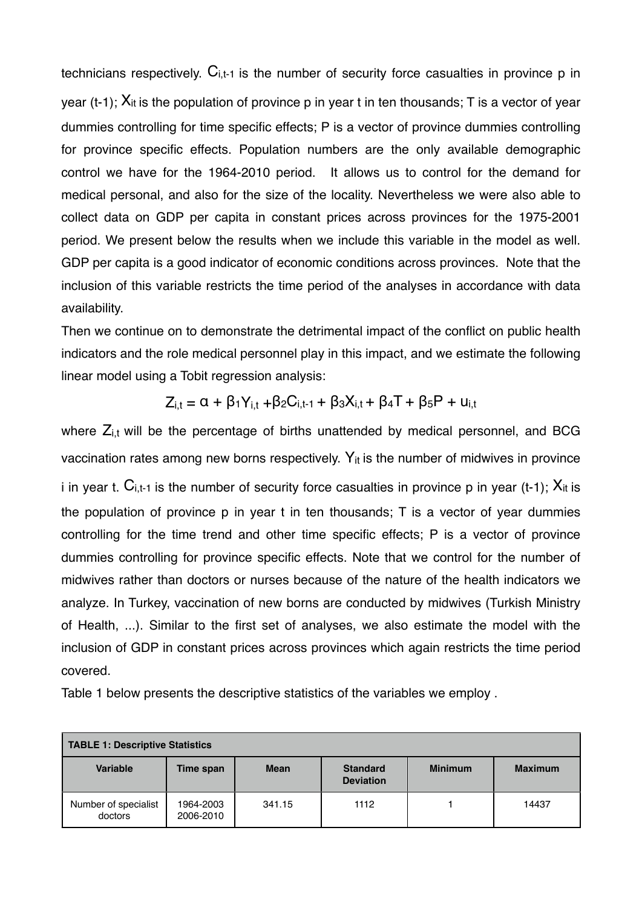technicians respectively. $C_{i,t-1}$ is the number of security force casualties in province p in year (t-1); $X_{it}$ is the population of province p in year t in ten thousands; T is a vector of year dummies controlling for time specific effects; P is a vector of province dummies controlling for province specific effects. Population numbers are the only available demographic control we have for the 1964-2010 period. It allows us to control for the demand for medical personal, and also for the size of the locality. Nevertheless we were also able to collect data on GDP per capita in constant prices across provinces for the 1975-2001 period. We present below the results when we include this variable in the model as well. GDP per capita is a good indicator of economic conditions across provinces. Note that the inclusion of this variable restricts the time period of the analyses in accordance with data availability.

Then we continue on to demonstrate the detrimental impact of the conflict on public health indicators and the role medical personnel play in this impact, and we estimate the following linear model using a Tobit regression analysis:

$$Z_{i,t} = \alpha + \beta_1 Y_{i,t} + \beta_2 C_{i,t-1} + \beta_3 X_{i,t} + \beta_4 T + \beta_5 P + u_{i,t}$$

where $Z_{i,t}$ will be the percentage of births unattended by medical personnel, and BCG vaccination rates among new borns respectively. $Y_{it}$ is the number of midwives in province i in year t. $C_{i,t-1}$ is the number of security force casualties in province p in year (t-1); $X_{it}$ is the population of province p in year t in ten thousands; T is a vector of year dummies controlling for the time trend and other time specific effects; P is a vector of province dummies controlling for province specific effects. Note that we control for the number of midwives rather than doctors or nurses because of the nature of the health indicators we analyze. In Turkey, vaccination of new borns are conducted by midwives (Turkish Ministry of Health, ...). Similar to the first set of analyses, we also estimate the model with the inclusion of GDP in constant prices across provinces which again restricts the time period covered.

Table 1 below presents the descriptive statistics of the variables we employ .

**TABLE 1: Descriptive Statistics**

| Variable | Time span | Mean | Standard Deviation | Minimum | Maximum |
|---|---|---|---|---|---|
| Number of specialist doctors | 1964-2003 2006-2010 | 341.15 | 1112 | 1 | 14437 |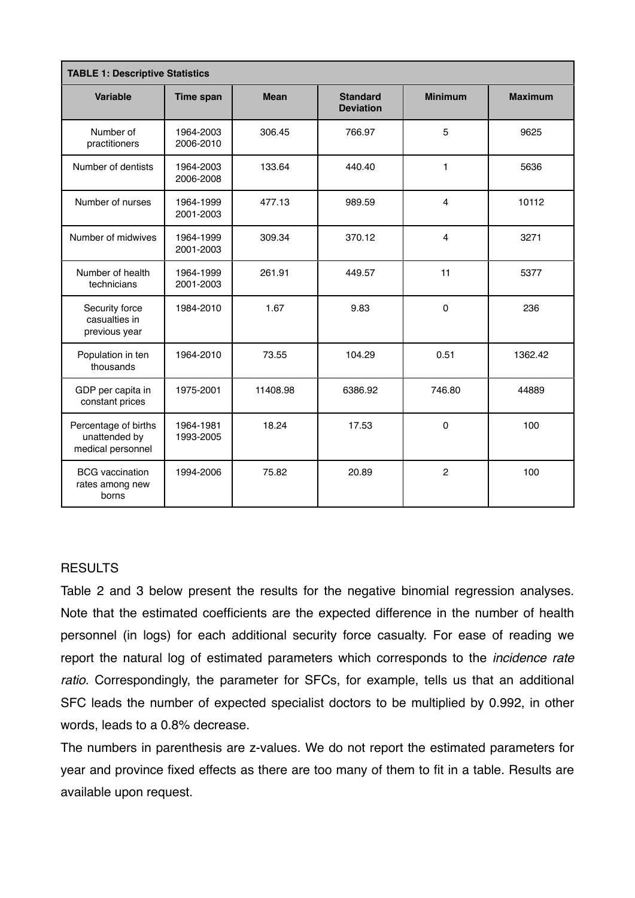| TABLE 1: Descriptive Statistics | | | | | |
|---|---|---|---|---|---|
| **Variable** | **Time span** | **Mean** | **Standard Deviation** | **Minimum** | **Maximum** |
| Number of practitioners | 1964-2003 2006-2010 | 306.45 | 766.97 | 5 | 9625 |
| Number of dentists | 1964-2003 2006-2008 | 133.64 | 440.40 | 1 | 5636 |
| Number of nurses | 1964-1999 2001-2003 | 477.13 | 989.59 | 4 | 10112 |
| Number of midwives | 1964-1999 2001-2003 | 309.34 | 370.12 | 4 | 3271 |
| Number of health technicians | 1964-1999 2001-2003 | 261.91 | 449.57 | 11 | 5377 |
| Security force casualties in previous year | 1984-2010 | 1.67 | 9.83 | 0 | 236 |
| Population in ten thousands | 1964-2010 | 73.55 | 104.29 | 0.51 | 1362.42 |
| GDP per capita in constant prices | 1975-2001 | 11408.98 | 6386.92 | 746.80 | 44889 |
| Percentage of births unattended by medical personnel | 1964-1981 1993-2005 | 18.24 | 17.53 | 0 | 100 |
| BCG vaccination rates among new borns | 1994-2006 | 75.82 | 20.89 | 2 | 100 |

RESULTS

Table 2 and 3 below present the results for the negative binomial regression analyses. Note that the estimated coefficients are the expected difference in the number of health personnel (in logs) for each additional security force casualty. For ease of reading we report the natural log of estimated parameters which corresponds to the *incidence rate ratio*. Correspondingly, the parameter for SFCs, for example, tells us that an additional SFC leads the number of expected specialist doctors to be multiplied by 0.992, in other words, leads to a 0.8% decrease.

The numbers in parenthesis are z-values. We do not report the estimated parameters for year and province fixed effects as there are too many of them to fit in a table. Results are available upon request.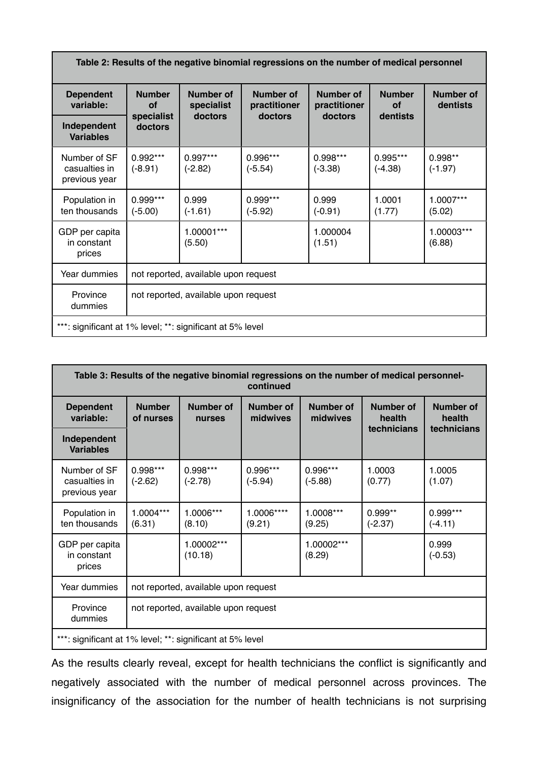**Table 2: Results of the negative binomial regressions on the number of medical personnel**

| Dependent variable: / Independent Variables | Number of specialist doctors | Number of specialist doctors | Number of practitioner doctors | Number of practitioner doctors | Number of dentists | Number of dentists |
|---|---|---|---|---|---|---|
| Number of SF casualties in previous year | 0.992*** (-8.91) | 0.997*** (-2.82) | 0.996*** (-5.54) | 0.998*** (-3.38) | 0.995*** (-4.38) | 0.998** (-1.97) |
| Population in ten thousands | 0.999*** (-5.00) | 0.999 (-1.61) | 0.999*** (-5.92) | 0.999 (-0.91) | 1.0001 (1.77) | 1.0007*** (5.02) |
| GDP per capita in constant prices | | 1.00001*** (5.50) | | 1.000004 (1.51) | | 1.00003*** (6.88) |
| Year dummies | not reported, available upon request | | | | | |
| Province dummies | not reported, available upon request | | | | | |
| ***: significant at 1% level; **: significant at 5% level | | | | | | |

**Table 3: Results of the negative binomial regressions on the number of medical personnel-continued**

| Dependent variable: / Independent Variables | Number of nurses | Number of nurses | Number of midwives | Number of midwives | Number of health technicians | Number of health technicians |
|---|---|---|---|---|---|---|
| Number of SF casualties in previous year | 0.998*** (-2.62) | 0.998*** (-2.78) | 0.996*** (-5.94) | 0.996*** (-5.88) | 1.0003 (0.77) | 1.0005 (1.07) |
| Population in ten thousands | 1.0004*** (6.31) | 1.0006*** (8.10) | 1.0006**** (9.21) | 1.0008*** (9.25) | 0.999** (-2.37) | 0.999*** (-4.11) |
| GDP per capita in constant prices | | 1.00002*** (10.18) | | 1.00002*** (8.29) | | 0.999 (-0.53) |
| Year dummies | not reported, available upon request | | | | | |
| Province dummies | not reported, available upon request | | | | | |
| ***: significant at 1% level; **: significant at 5% level | | | | | | |

As the results clearly reveal, except for health technicians the conflict is significantly and negatively associated with the number of medical personnel across provinces. The insignificancy of the association for the number of health technicians is not surprising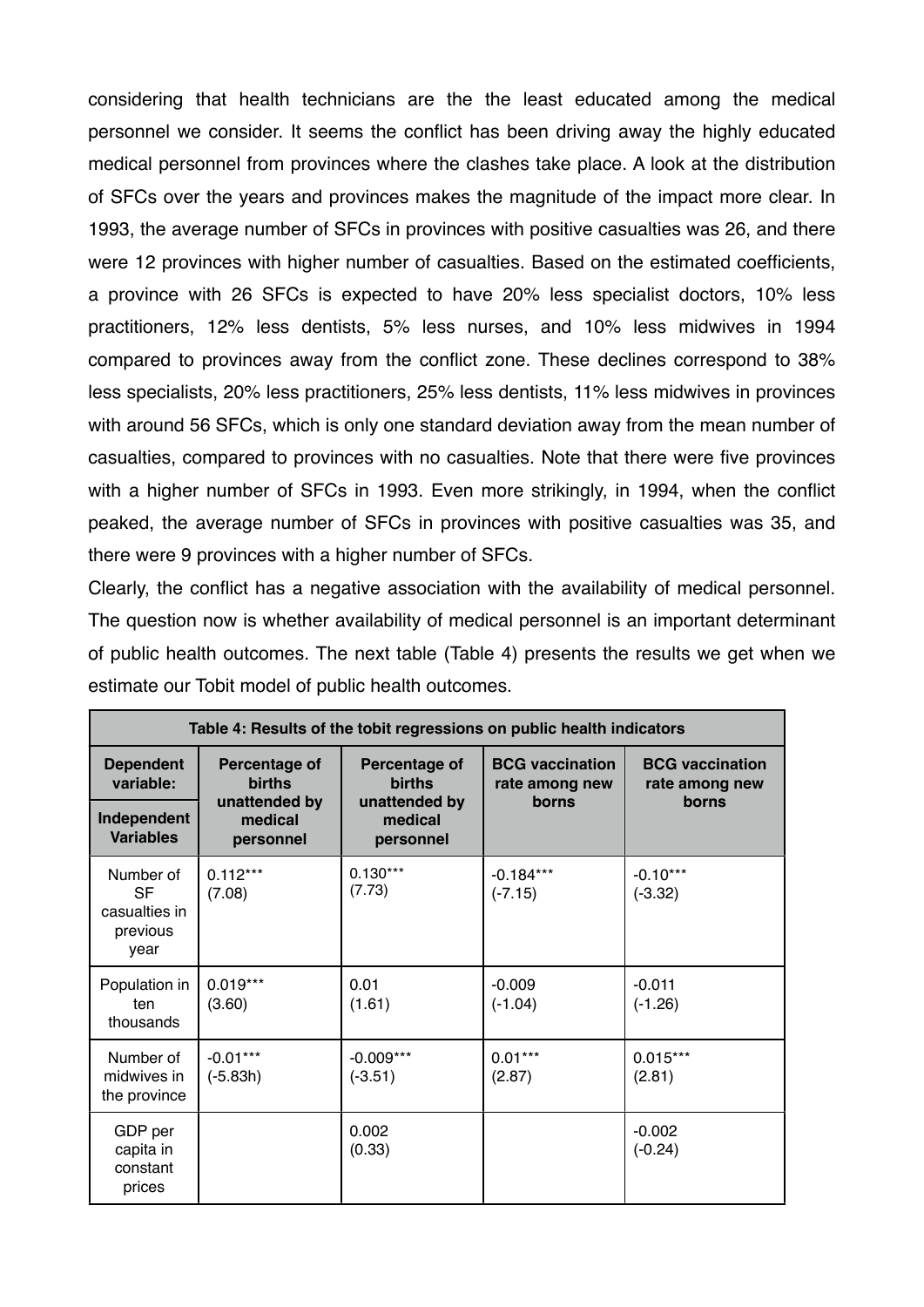considering that health technicians are the the least educated among the medical personnel we consider. It seems the conflict has been driving away the highly educated medical personnel from provinces where the clashes take place. A look at the distribution of SFCs over the years and provinces makes the magnitude of the impact more clear. In 1993, the average number of SFCs in provinces with positive casualties was 26, and there were 12 provinces with higher number of casualties. Based on the estimated coefficients, a province with 26 SFCs is expected to have 20% less specialist doctors, 10% less practitioners, 12% less dentists, 5% less nurses, and 10% less midwives in 1994 compared to provinces away from the conflict zone. These declines correspond to 38% less specialists, 20% less practitioners, 25% less dentists, 11% less midwives in provinces with around 56 SFCs, which is only one standard deviation away from the mean number of casualties, compared to provinces with no casualties. Note that there were five provinces with a higher number of SFCs in 1993. Even more strikingly, in 1994, when the conflict peaked, the average number of SFCs in provinces with positive casualties was 35, and there were 9 provinces with a higher number of SFCs.

Clearly, the conflict has a negative association with the availability of medical personnel. The question now is whether availability of medical personnel is an important determinant of public health outcomes. The next table (Table 4) presents the results we get when we estimate our Tobit model of public health outcomes.

| **Table 4: Results of the tobit regressions on public health indicators** | | | | |
|---|---|---|---|---|
| **Dependent variable:** / **Independent Variables** | **Percentage of births unattended by medical personnel** | **Percentage of births unattended by medical personnel** | **BCG vaccination rate among new borns** | **BCG vaccination rate among new borns** |
| Number of SF casualties in previous year | 0.112*** (7.08) | 0.130*** (7.73) | -0.184*** (-7.15) | -0.10*** (-3.32) |
| Population in ten thousands | 0.019*** (3.60) | 0.01 (1.61) | -0.009 (-1.04) | -0.011 (-1.26) |
| Number of midwives in the province | -0.01*** (-5.83h) | -0.009*** (-3.51) | 0.01*** (2.87) | 0.015*** (2.81) |
| GDP per capita in constant prices | | 0.002 (0.33) | | -0.002 (-0.24) |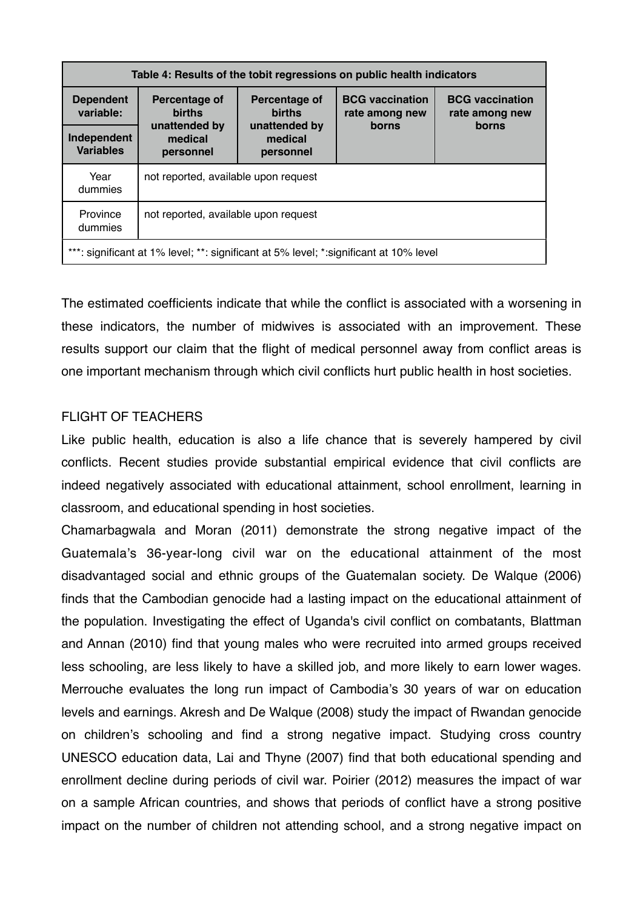| Table 4: Results of the tobit regressions on public health indicators | | | | |
|---|---|---|---|---|
| **Dependent variable:** | **Percentage of births unattended by medical personnel** | **Percentage of births unattended by medical personnel** | **BCG vaccination rate among new borns** | **BCG vaccination rate among new borns** |
| **Independent Variables** | | | | |
| Year dummies | not reported, available upon request | | | |
| Province dummies | not reported, available upon request | | | |
| ***: significant at 1% level; **: significant at 5% level; *:significant at 10% level | | | | |

The estimated coefficients indicate that while the conflict is associated with a worsening in these indicators, the number of midwives is associated with an improvement. These results support our claim that the flight of medical personnel away from conflict areas is one important mechanism through which civil conflicts hurt public health in host societies.

## FLIGHT OF TEACHERS

Like public health, education is also a life chance that is severely hampered by civil conflicts. Recent studies provide substantial empirical evidence that civil conflicts are indeed negatively associated with educational attainment, school enrollment, learning in classroom, and educational spending in host societies.

Chamarbagwala and Moran (2011) demonstrate the strong negative impact of the Guatemala's 36-year-long civil war on the educational attainment of the most disadvantaged social and ethnic groups of the Guatemalan society. De Walque (2006) finds that the Cambodian genocide had a lasting impact on the educational attainment of the population. Investigating the effect of Uganda's civil conflict on combatants, Blattman and Annan (2010) find that young males who were recruited into armed groups received less schooling, are less likely to have a skilled job, and more likely to earn lower wages. Merrouche evaluates the long run impact of Cambodia's 30 years of war on education levels and earnings. Akresh and De Walque (2008) study the impact of Rwandan genocide on children's schooling and find a strong negative impact. Studying cross country UNESCO education data, Lai and Thyne (2007) find that both educational spending and enrollment decline during periods of civil war. Poirier (2012) measures the impact of war on a sample African countries, and shows that periods of conflict have a strong positive impact on the number of children not attending school, and a strong negative impact on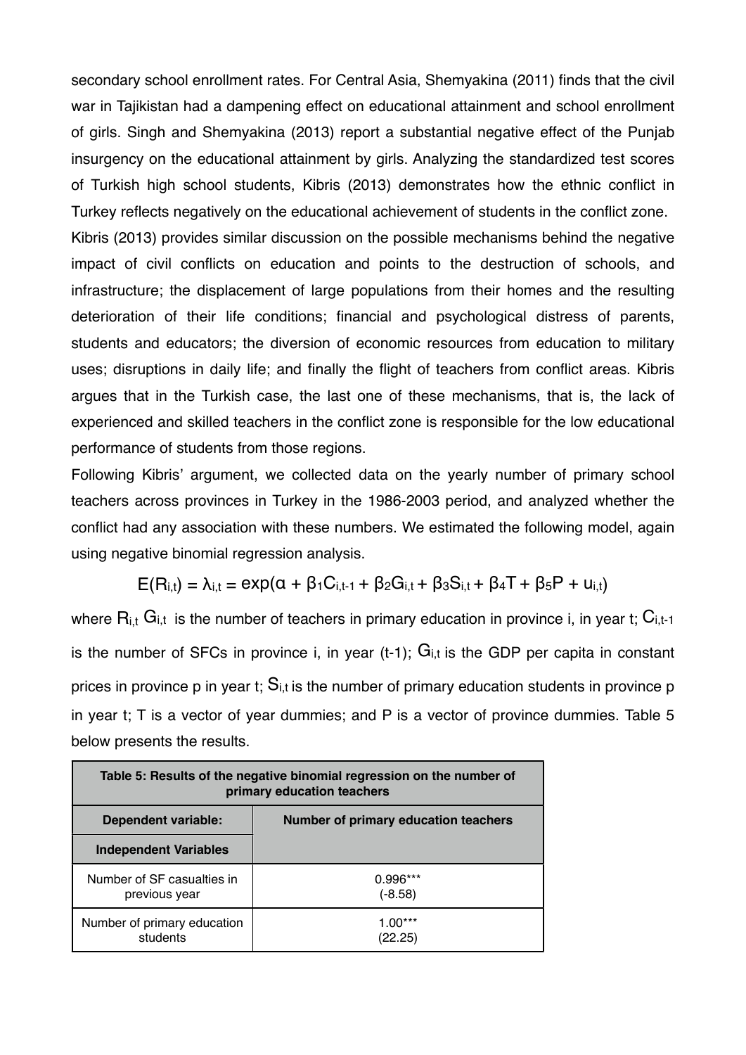secondary school enrollment rates. For Central Asia, Shemyakina (2011) finds that the civil war in Tajikistan had a dampening effect on educational attainment and school enrollment of girls. Singh and Shemyakina (2013) report a substantial negative effect of the Punjab insurgency on the educational attainment by girls. Analyzing the standardized test scores of Turkish high school students, Kibris (2013) demonstrates how the ethnic conflict in Turkey reflects negatively on the educational achievement of students in the conflict zone.

Kibris (2013) provides similar discussion on the possible mechanisms behind the negative impact of civil conflicts on education and points to the destruction of schools, and infrastructure; the displacement of large populations from their homes and the resulting deterioration of their life conditions; financial and psychological distress of parents, students and educators; the diversion of economic resources from education to military uses; disruptions in daily life; and finally the flight of teachers from conflict areas. Kibris argues that in the Turkish case, the last one of these mechanisms, that is, the lack of experienced and skilled teachers in the conflict zone is responsible for the low educational performance of students from those regions.

Following Kibris' argument, we collected data on the yearly number of primary school teachers across provinces in Turkey in the 1986-2003 period, and analyzed whether the conflict had any association with these numbers. We estimated the following model, again using negative binomial regression analysis.

$$E(R_{i,t}) = \lambda_{i,t} = \exp(\alpha + \beta_1 C_{i,t-1} + \beta_2 G_{i,t} + \beta_3 S_{i,t} + \beta_4 T + \beta_5 P + u_{i,t})$$

where $R_{i,t}$ $G_{i,t}$ is the number of teachers in primary education in province i, in year t; $C_{i,t-1}$ is the number of SFCs in province i, in year (t-1); $G_{i,t}$ is the GDP per capita in constant prices in province p in year t; $S_{i,t}$ is the number of primary education students in province p in year t; T is a vector of year dummies; and P is a vector of province dummies. Table 5 below presents the results.

**Table 5: Results of the negative binomial regression on the number of primary education teachers**

| Dependent variable: | Number of primary education teachers |
|---|---|
| **Independent Variables** | |
| Number of SF casualties in previous year | 0.996*** (-8.58) |
| Number of primary education students | 1.00*** (22.25) |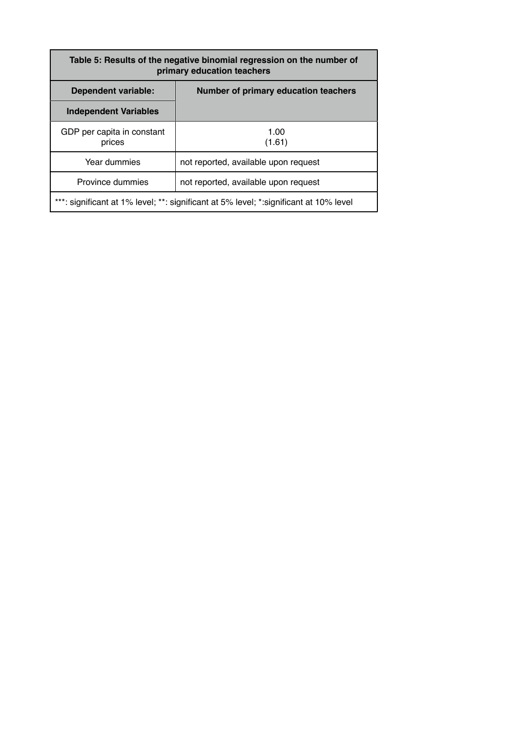| Table 5: Results of the negative binomial regression on the number of primary education teachers | |
|---|---|
| **Dependent variable:** | **Number of primary education teachers** |
| **Independent Variables** | |
| GDP per capita in constant prices | 1.00<br>(1.61) |
| Year dummies | not reported, available upon request |
| Province dummies | not reported, available upon request |
| ***: significant at 1% level; **: significant at 5% level; *:significant at 10% level | |